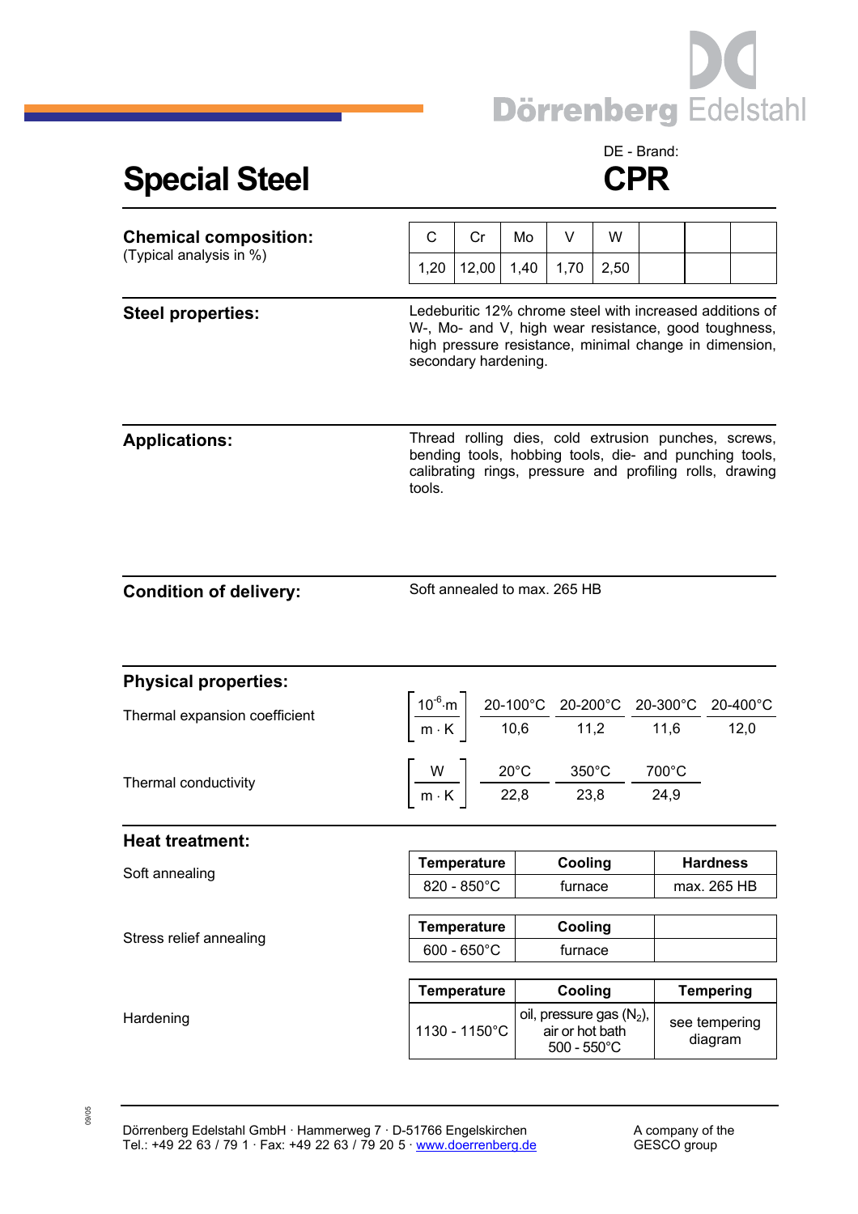Dörrenberg Edelstahl

# Special Steel

DE - Brand:

# CPR

## Chemical composition:

(Typical analysis in %)

| C | Cr | Mo | V | W | | | |
|---|---|---|---|---|---|---|---|
| 1,20 | 12,00 | 1,40 | 1,70 | 2,50 | | | |

## Steel properties:

Ledeburitic 12% chrome steel with increased additions of W-, Mo- and V, high wear resistance, good toughness, high pressure resistance, minimal change in dimension, secondary hardening.

## Applications:

Thread rolling dies, cold extrusion punches, screws, bending tools, hobbing tools, die- and punching tools, calibrating rings, pressure and profiling rolls, drawing tools.

## Condition of delivery:

Soft annealed to max. 265 HB

## Physical properties:

Thermal expansion coefficient

| $\left[\frac{10^{-6} \cdot m}{m \cdot K}\right]$ | 20-100°C | 20-200°C | 20-300°C | 20-400°C |
|---|---|---|---|---|
| | 10,6 | 11,2 | 11,6 | 12,0 |

Thermal conductivity

| $\left[\frac{W}{m \cdot K}\right]$ | 20°C | 350°C | 700°C |
|---|---|---|---|
| | 22,8 | 23,8 | 24,9 |

## Heat treatment:

Soft annealing

| Temperature | Cooling | Hardness |
|---|---|---|
| 820 - 850°C | furnace | max. 265 HB |

Stress relief annealing

| Temperature | Cooling | |
|---|---|---|
| 600 - 650°C | furnace | |

Hardening

| Temperature | Cooling | Tempering |
|---|---|---|
| 1130 - 1150°C | oil, pressure gas ($N_2$), air or hot bath 500 - 550°C | see tempering diagram |

Dörrenberg Edelstahl GmbH · Hammerweg 7 · D-51766 Engelskirchen
Tel.: +49 22 63 / 79 1 · Fax: +49 22 63 / 79 20 5 · www.doerrenberg.de

A company of the GESCO group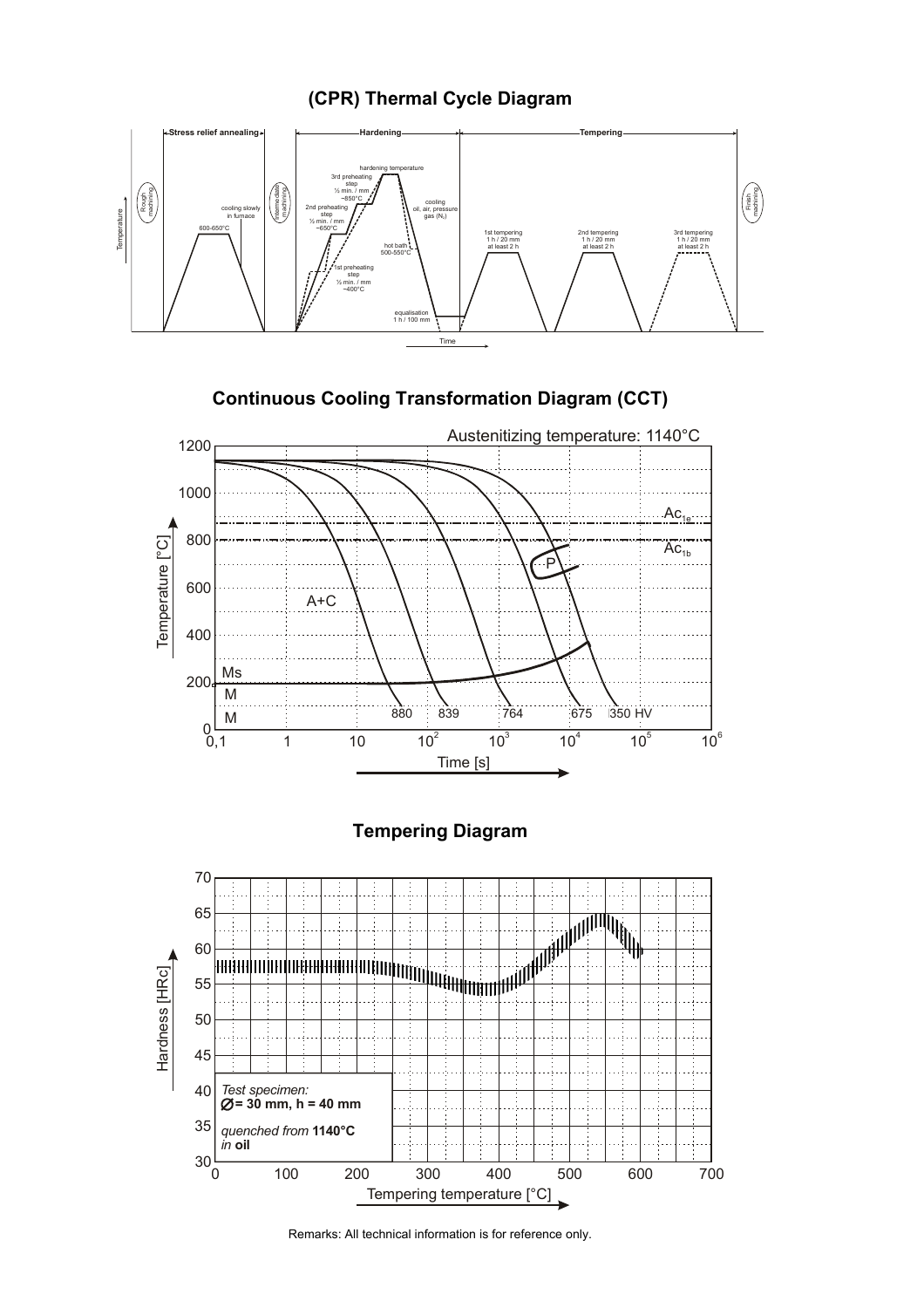## (CPR) Thermal Cycle Diagram

Stress relief annealing
Hardening
Tempering

Temperature

Rough machining
600-650°C
cooling slowly in furnace

Intermediate machining
1st preheating step ½ min. / mm ~400°C
2nd preheating step ½ min. / mm ~650°C
3rd preheating step ½ min. / mm ~850°C
hardening temperature
cooling oil, air, pressure gas ($N_2$)
hot bath 500-550°C
equalisation 1 h / 100 mm

1st tempering 1 h / 20 mm at least 2 h
2nd tempering 1 h / 20 mm at least 2 h
3rd tempering 1 h / 20 mm at least 2 h

Finish machining

Time

## Continuous Cooling Transformation Diagram (CCT)

Austenitizing temperature: 1140°C

Temperature [°C]
1200
1000
800
600
400
200
0

$Ac_{1e}$
$Ac_{1b}$
P
A+C
Ms
M
M

880
839
764
675
350 HV

0,1
1
10
$10^2$
$10^3$
$10^4$
$10^5$
$10^6$

Time [s]

## Tempering Diagram

Hardness [HRc]
70
65
60
55
50
45
40
35
30

*Test specimen:*
**∅ = 30 mm, h = 40 mm**

*quenched from* **1140°C**
*in* **oil**

0
100
200
300
400
500
600
700

Tempering temperature [°C]

Remarks: All technical information is for reference only.